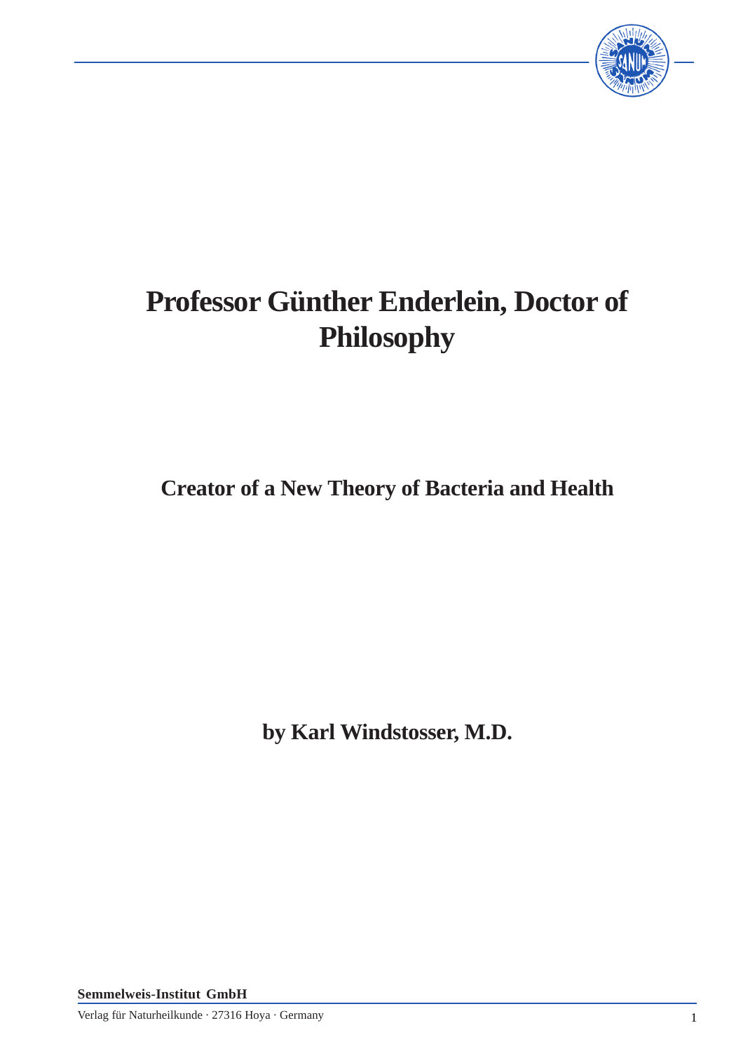# Professor Günther Enderlein, Doctor of Philosophy

## Creator of a New Theory of Bacteria and Health

**by Karl Windstosser, M.D.**

**Semmelweis-Institut GmbH**

Verlag für Naturheilkunde · 27316 Hoya · Germany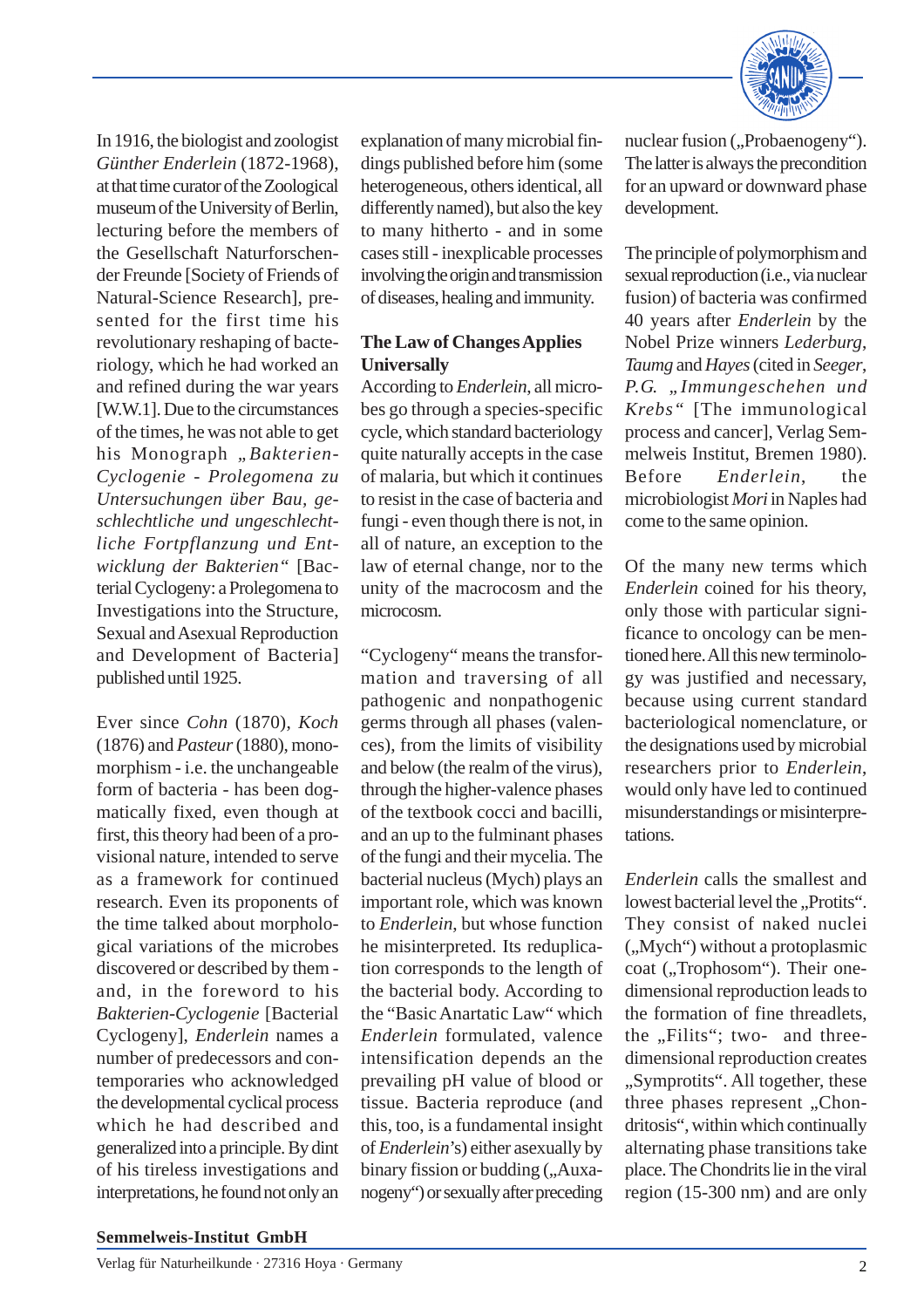In 1916, the biologist and zoologist *Günther Enderlein* (1872-1968), at that time curator of the Zoological museum of the University of Berlin, lecturing before the members of the Gesellschaft Naturforschender Freunde [Society of Friends of Natural-Science Research], presented for the first time his revolutionary reshaping of bacteriology, which he had worked an and refined during the war years [W.W.1]. Due to the circumstances of the times, he was not able to get his Monograph *„Bakterien-Cyclogenie - Prolegomena zu Untersuchungen über Bau, geschlechtliche und ungeschlechtliche Fortpflanzung und Entwicklung der Bakterien"* [Bacterial Cyclogeny: a Prolegomena to Investigations into the Structure, Sexual and Asexual Reproduction and Development of Bacteria] published until 1925.

Ever since *Cohn* (1870), *Koch* (1876) and *Pasteur* (1880), monomorphism - i.e. the unchangeable form of bacteria - has been dogmatically fixed, even though at first, this theory had been of a provisional nature, intended to serve as a framework for continued research. Even its proponents of the time talked about morphological variations of the microbes discovered or described by them - and, in the foreword to his *Bakterien-Cyclogenie* [Bacterial Cyclogeny], *Enderlein* names a number of predecessors and contemporaries who acknowledged the developmental cyclical process which he had described and generalized into a principle. By dint of his tireless investigations and interpretations, he found not only an explanation of many microbial findings published before him (some heterogeneous, others identical, all differently named), but also the key to many hitherto - and in some cases still - inexplicable processes involving the origin and transmission of diseases, healing and immunity.

## The Law of Changes Applies Universally

According to *Enderlein*, all microbes go through a species-specific cycle, which standard bacteriology quite naturally accepts in the case of malaria, but which it continues to resist in the case of bacteria and fungi - even though there is not, in all of nature, an exception to the law of eternal change, nor to the unity of the macrocosm and the microcosm.

"Cyclogeny" means the transformation and traversing of all pathogenic and nonpathogenic germs through all phases (valences), from the limits of visibility and below (the realm of the virus), through the higher-valence phases of the textbook cocci and bacilli, and an up to the fulminant phases of the fungi and their mycelia. The bacterial nucleus (Mych) plays an important role, which was known to *Enderlein*, but whose function he misinterpreted. Its reduplication corresponds to the length of the bacterial body. According to the "Basic Anartatic Law" which *Enderlein* formulated, valence intensification depends an the prevailing pH value of blood or tissue. Bacteria reproduce (and this, too, is a fundamental insight of *Enderlein*'s) either asexually by binary fission or budding („Auxanogeny") or sexually after preceding nuclear fusion („Probaenogeny"). The latter is always the precondition for an upward or downward phase development.

The principle of polymorphism and sexual reproduction (i.e., via nuclear fusion) of bacteria was confirmed 40 years after *Enderlein* by the Nobel Prize winners *Lederburg*, *Taumg* and *Hayes* (cited in *Seeger, P.G. „Immungeschehen und Krebs"* [The immunological process and cancer], Verlag Semmelweis Institut, Bremen 1980). Before *Enderlein*, the microbiologist *Mori* in Naples had come to the same opinion.

Of the many new terms which *Enderlein* coined for his theory, only those with particular significance to oncology can be mentioned here. All this new terminology was justified and necessary, because using current standard bacteriological nomenclature, or the designations used by microbial researchers prior to *Enderlein*, would only have led to continued misunderstandings or misinterpretations.

*Enderlein* calls the smallest and lowest bacterial level the „Protits". They consist of naked nuclei („Mych") without a protoplasmic coat („Trophosom"). Their one-dimensional reproduction leads to the formation of fine threadlets, the „Filits"; two- and three-dimensional reproduction creates „Symprotits". All together, these three phases represent „Chondritosis", within which continually alternating phase transitions take place. The Chondrits lie in the viral region (15-300 nm) and are only

**Semmelweis-Institut GmbH**
Verlag für Naturheilkunde · 27316 Hoya · Germany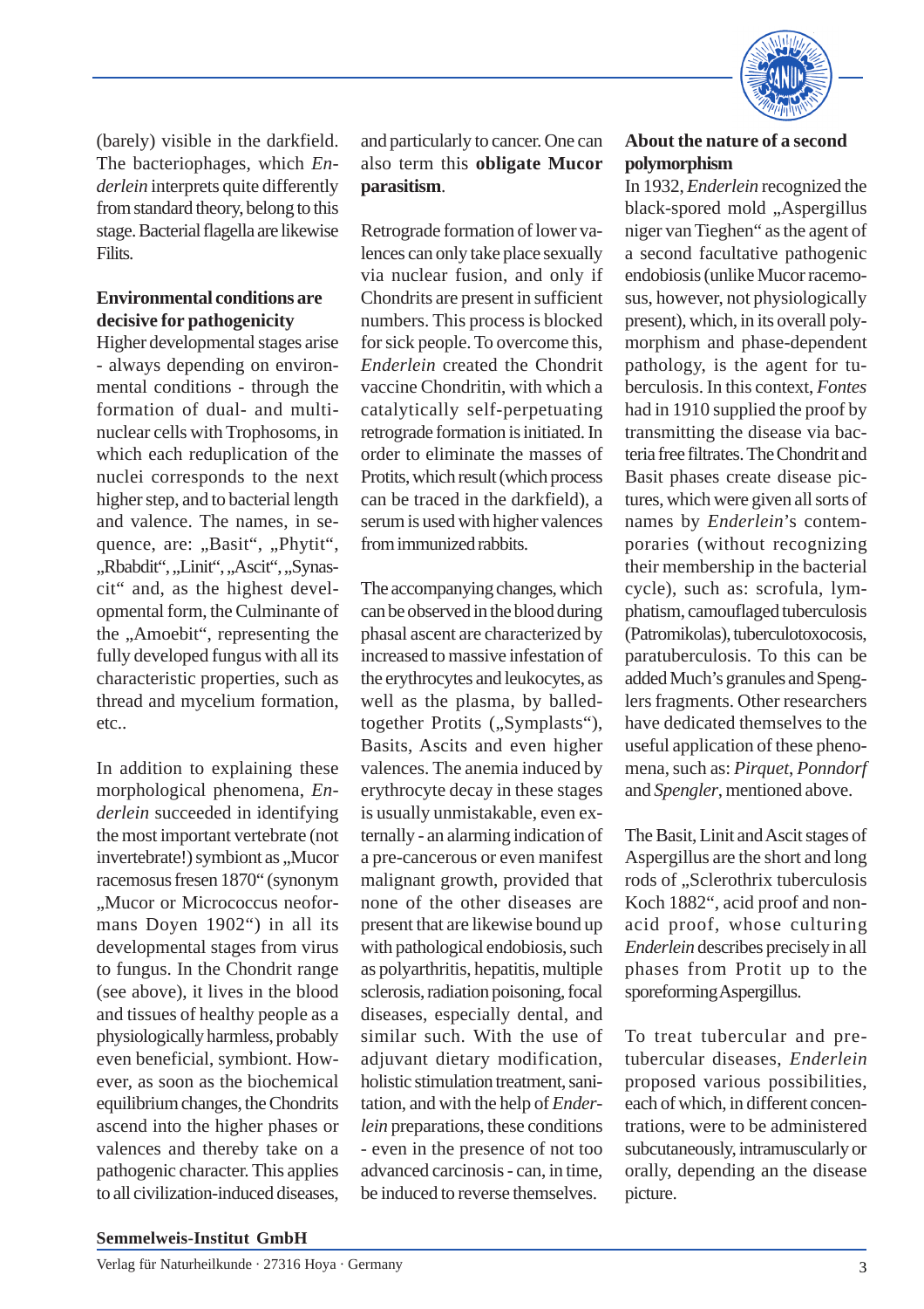(barely) visible in the darkfield. The bacteriophages, which *Enderlein* interprets quite differently from standard theory, belong to this stage. Bacterial flagella are likewise Filits.

**Environmental conditions are decisive for pathogenicity**

Higher developmental stages arise - always depending on environmental conditions - through the formation of dual- and multinuclear cells with Trophosoms, in which each reduplication of the nuclei corresponds to the next higher step, and to bacterial length and valence. The names, in sequence, are: „Basit", „Phytit", „Rbabdit", „Linit", „Ascit", „Synascit" and, as the highest developmental form, the Culminante of the „Amoebit", representing the fully developed fungus with all its characteristic properties, such as thread and mycelium formation, etc..

In addition to explaining these morphological phenomena, *Enderlein* succeeded in identifying the most important vertebrate (not invertebrate!) symbiont as „Mucor racemosus fresen 1870" (synonym „Mucor or Micrococcus neoformans Doyen 1902") in all its developmental stages from virus to fungus. In the Chondrit range (see above), it lives in the blood and tissues of healthy people as a physiologically harmless, probably even beneficial, symbiont. However, as soon as the biochemical equilibrium changes, the Chondrits ascend into the higher phases or valences and thereby take on a pathogenic character. This applies to all civilization-induced diseases, and particularly to cancer. One can also term this **obligate Mucor parasitism**.

Retrograde formation of lower valences can only take place sexually via nuclear fusion, and only if Chondrits are present in sufficient numbers. This process is blocked for sick people. To overcome this, *Enderlein* created the Chondrit vaccine Chondritin, with which a catalytically self-perpetuating retrograde formation is initiated. In order to eliminate the masses of Protits, which result (which process can be traced in the darkfield), a serum is used with higher valences from immunized rabbits.

The accompanying changes, which can be observed in the blood during phasal ascent are characterized by increased to massive infestation of the erythrocytes and leukocytes, as well as the plasma, by balled-together Protits („Symplasts"), Basits, Ascits and even higher valences. The anemia induced by erythrocyte decay in these stages is usually unmistakable, even externally - an alarming indication of a pre-cancerous or even manifest malignant growth, provided that none of the other diseases are present that are likewise bound up with pathological endobiosis, such as polyarthritis, hepatitis, multiple sclerosis, radiation poisoning, focal diseases, especially dental, and similar such. With the use of adjuvant dietary modification, holistic stimulation treatment, sanitation, and with the help of *Enderlein* preparations, these conditions - even in the presence of not too advanced carcinosis - can, in time, be induced to reverse themselves.

**About the nature of a second polymorphism**

In 1932, *Enderlein* recognized the black-spored mold „Aspergillus niger van Tieghen" as the agent of a second facultative pathogenic endobiosis (unlike Mucor racemosus, however, not physiologically present), which, in its overall polymorphism and phase-dependent pathology, is the agent for tuberculosis. In this context, *Fontes* had in 1910 supplied the proof by transmitting the disease via bacteria free filtrates. The Chondrit and Basit phases create disease pictures, which were given all sorts of names by *Enderlein*'s contemporaries (without recognizing their membership in the bacterial cycle), such as: scrofula, lymphatism, camouflaged tuberculosis (Patromikolas), tuberculotoxocosis, paratuberculosis. To this can be added Much's granules and Spenglers fragments. Other researchers have dedicated themselves to the useful application of these phenomena, such as: *Pirquet*, *Ponndorf* and *Spengler*, mentioned above.

The Basit, Linit and Ascit stages of Aspergillus are the short and long rods of „Sclerothrix tuberculosis Koch 1882", acid proof and non-acid proof, whose culturing *Enderlein* describes precisely in all phases from Protit up to the sporeforming Aspergillus.

To treat tubercular and pre-tubercular diseases, *Enderlein* proposed various possibilities, each of which, in different concentrations, were to be administered subcutaneously, intramuscularly or orally, depending an the disease picture.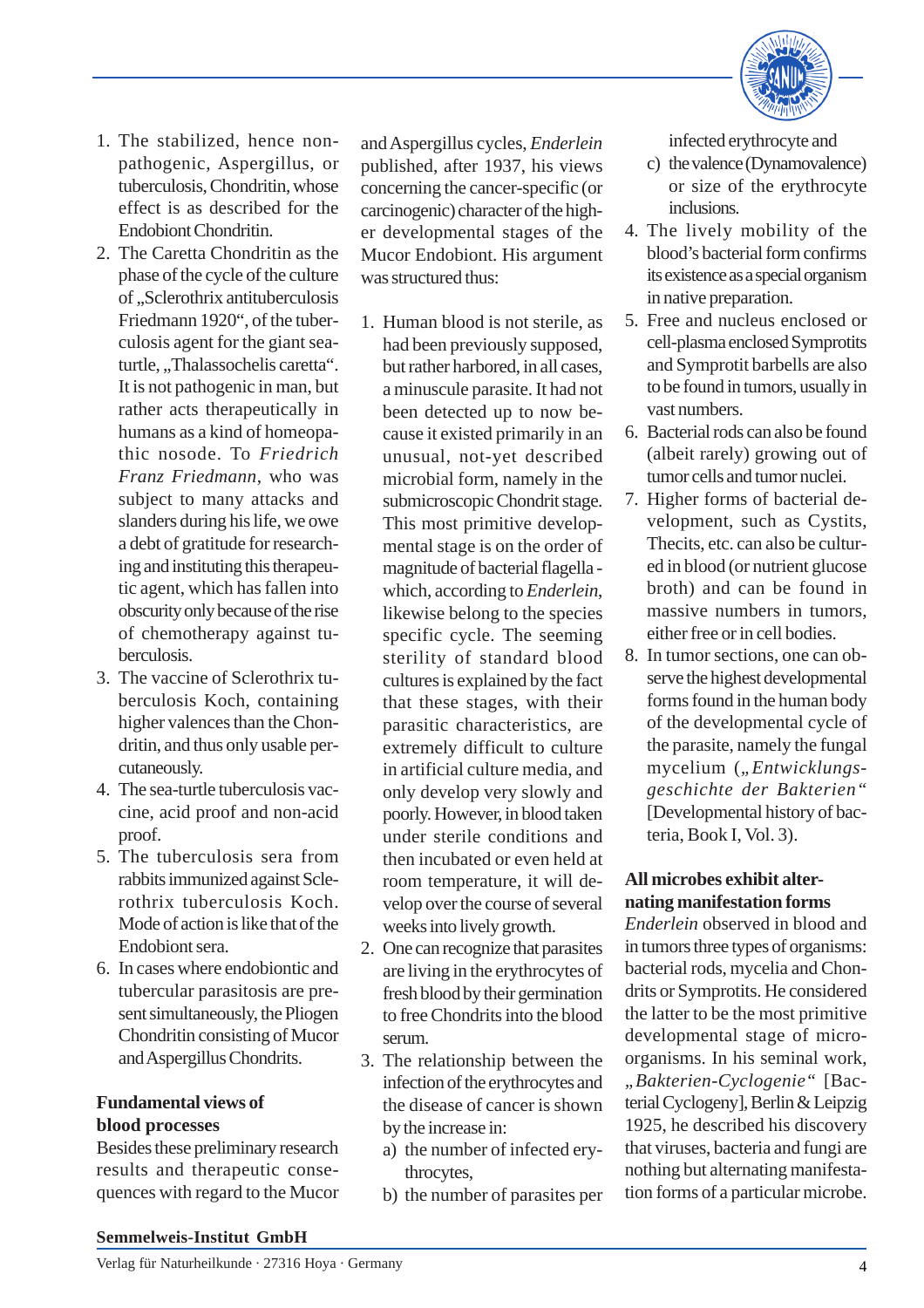1. The stabilized, hence non-pathogenic, Aspergillus, or tuberculosis, Chondritin, whose effect is as described for the Endobiont Chondritin.
2. The Caretta Chondritin as the phase of the cycle of the culture of „Sclerothrix antituberculosis Friedmann 1920“, of the tuberculosis agent for the giant sea-turtle, „Thalassochelis caretta“. It is not pathogenic in man, but rather acts therapeutically in humans as a kind of homeopathic nosode. To *Friedrich Franz Friedmann*, who was subject to many attacks and slanders during his life, we owe a debt of gratitude for researching and instituting this therapeutic agent, which has fallen into obscurity only because of the rise of chemotherapy against tuberculosis.
3. The vaccine of Sclerothrix tuberculosis Koch, containing higher valences than the Chondritin, and thus only usable percutaneously.
4. The sea-turtle tuberculosis vaccine, acid proof and non-acid proof.
5. The tuberculosis sera from rabbits immunized against Sclerothrix tuberculosis Koch. Mode of action is like that of the Endobiont sera.
6. In cases where endobiontic and tubercular parasitosis are present simultaneously, the Pliogen Chondritin consisting of Mucor and Aspergillus Chondrits.

**Fundamental views of blood processes**

Besides these preliminary research results and therapeutic consequences with regard to the Mucor and Aspergillus cycles, *Enderlein* published, after 1937, his views concerning the cancer-specific (or carcinogenic) character of the higher developmental stages of the Mucor Endobiont. His argument was structured thus:

1. Human blood is not sterile, as had been previously supposed, but rather harbored, in all cases, a minuscule parasite. It had not been detected up to now because it existed primarily in an unusual, not-yet described microbial form, namely in the submicroscopic Chondrit stage. This most primitive developmental stage is on the order of magnitude of bacterial flagella - which, according to *Enderlein*, likewise belong to the species specific cycle. The seeming sterility of standard blood cultures is explained by the fact that these stages, with their parasitic characteristics, are extremely difficult to culture in artificial culture media, and only develop very slowly and poorly. However, in blood taken under sterile conditions and then incubated or even held at room temperature, it will develop over the course of several weeks into lively growth.
2. One can recognize that parasites are living in the erythrocytes of fresh blood by their germination to free Chondrits into the blood serum.
3. The relationship between the infection of the erythrocytes and the disease of cancer is shown by the increase in:
   a) the number of infected erythrocytes,
   b) the number of parasites per infected erythrocyte and
   c) the valence (Dynamovalence) or size of the erythrocyte inclusions.
4. The lively mobility of the blood's bacterial form confirms its existence as a special organism in native preparation.
5. Free and nucleus enclosed or cell-plasma enclosed Symprotits and Symprotit barbells are also to be found in tumors, usually in vast numbers.
6. Bacterial rods can also be found (albeit rarely) growing out of tumor cells and tumor nuclei.
7. Higher forms of bacterial development, such as Cystits, Thecits, etc. can also be cultured in blood (or nutrient glucose broth) and can be found in massive numbers in tumors, either free or in cell bodies.
8. In tumor sections, one can observe the highest developmental forms found in the human body of the developmental cycle of the parasite, namely the fungal mycelium (*„Entwicklungsgeschichte der Bakterien“* [Developmental history of bacteria, Book I, Vol. 3).

**All microbes exhibit alternating manifestation forms**

*Enderlein* observed in blood and in tumors three types of organisms: bacterial rods, mycelia and Chondrits or Symprotits. He considered the latter to be the most primitive developmental stage of microorganisms. In his seminal work, *„Bakterien-Cyclogenie“* [Bacterial Cyclogeny], Berlin & Leipzig 1925, he described his discovery that viruses, bacteria and fungi are nothing but alternating manifestation forms of a particular microbe.

**Semmelweis-Institut GmbH**

Verlag für Naturheilkunde · 27316 Hoya · Germany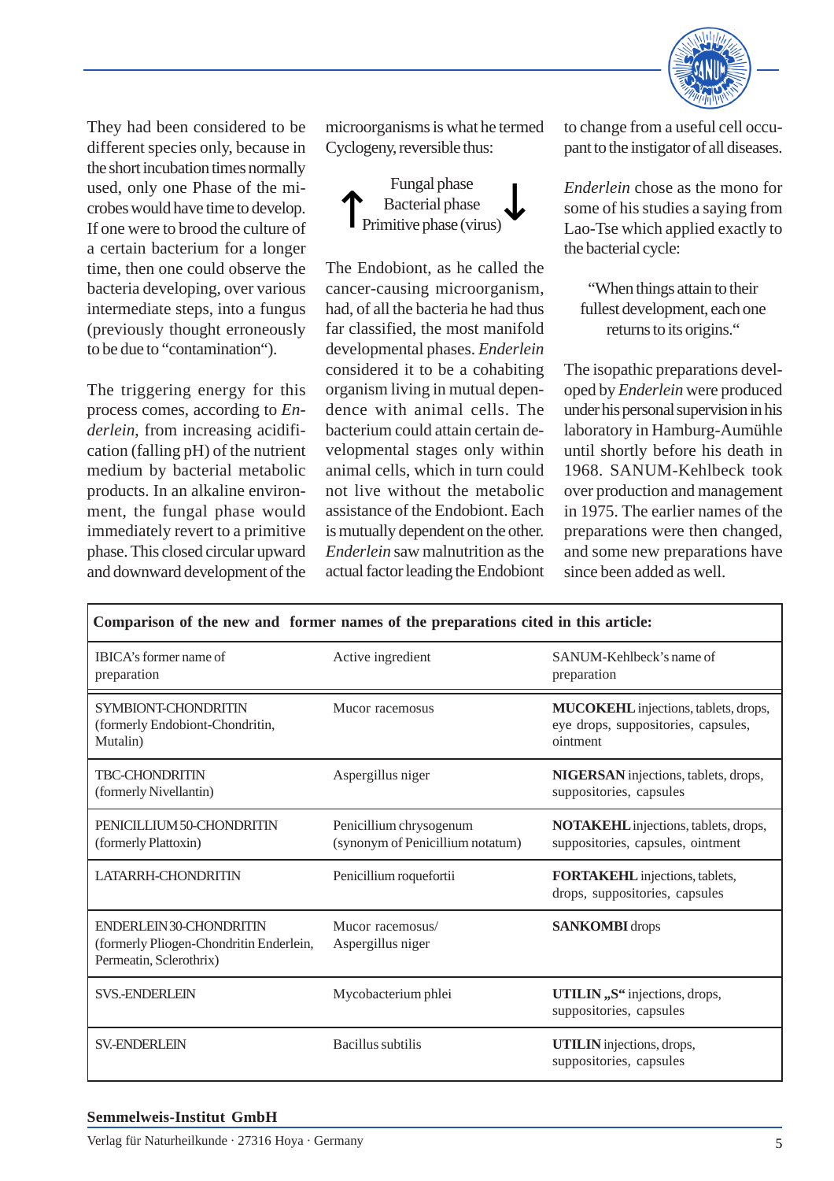They had been considered to be different species only, because in the short incubation times normally used, only one Phase of the microbes would have time to develop. If one were to brood the culture of a certain bacterium for a longer time, then one could observe the bacteria developing, over various intermediate steps, into a fungus (previously thought erroneously to be due to "contamination").

The triggering energy for this process comes, according to *Enderlein*, from increasing acidification (falling pH) of the nutrient medium by bacterial metabolic products. In an alkaline environment, the fungal phase would immediately revert to a primitive phase. This closed circular upward and downward development of the microorganisms is what he termed Cyclogeny, reversible thus:

↑ Fungal phase
Bacterial phase
Primitive phase (virus) ↓

The Endobiont, as he called the cancer-causing microorganism, had, of all the bacteria he had thus far classified, the most manifold developmental phases. *Enderlein* considered it to be a cohabiting organism living in mutual dependence with animal cells. The bacterium could attain certain developmental stages only within animal cells, which in turn could not live without the metabolic assistance of the Endobiont. Each is mutually dependent on the other. *Enderlein* saw malnutrition as the actual factor leading the Endobiont to change from a useful cell occupant to the instigator of all diseases.

*Enderlein* chose as the mono for some of his studies a saying from Lao-Tse which applied exactly to the bacterial cycle:

"When things attain to their fullest development, each one returns to its origins."

The isopathic preparations developed by *Enderlein* were produced under his personal supervision in his laboratory in Hamburg-Aumühle until shortly before his death in 1968. SANUM-Kehlbeck took over production and management in 1975. The earlier names of the preparations were then changed, and some new preparations have since been added as well.

**Comparison of the new and former names of the preparations cited in this article:**

| IBICA's former name of preparation | Active ingredient | SANUM-Kehlbeck's name of preparation |
|---|---|---|
| SYMBIONT-CHONDRITIN (formerly Endobiont-Chondritin, Mutalin) | Mucor racemosus | **MUCOKEHL** injections, tablets, drops, eye drops, suppositories, capsules, ointment |
| TBC-CHONDRITIN (formerly Nivellantin) | Aspergillus niger | **NIGERSAN** injections, tablets, drops, suppositories, capsules |
| PENICILLIUM 50-CHONDRITIN (formerly Plattoxin) | Penicillium chrysogenum (synonym of Penicillium notatum) | **NOTAKEHL** injections, tablets, drops, suppositories, capsules, ointment |
| LATARRH-CHONDRITIN | Penicillium roquefortii | **FORTAKEHL** injections, tablets, drops, suppositories, capsules |
| ENDERLEIN 30-CHONDRITIN (formerly Pliogen-Chondritin Enderlein, Permeatin, Sclerothrix) | Mucor racemosus/ Aspergillus niger | **SANKOMBI** drops |
| SVS.-ENDERLEIN | Mycobacterium phlei | **UTILIN „S"** injections, drops, suppositories, capsules |
| SV.-ENDERLEIN | Bacillus subtilis | **UTILIN** injections, drops, suppositories, capsules |

**Semmelweis-Institut GmbH**

Verlag für Naturheilkunde · 27316 Hoya · Germany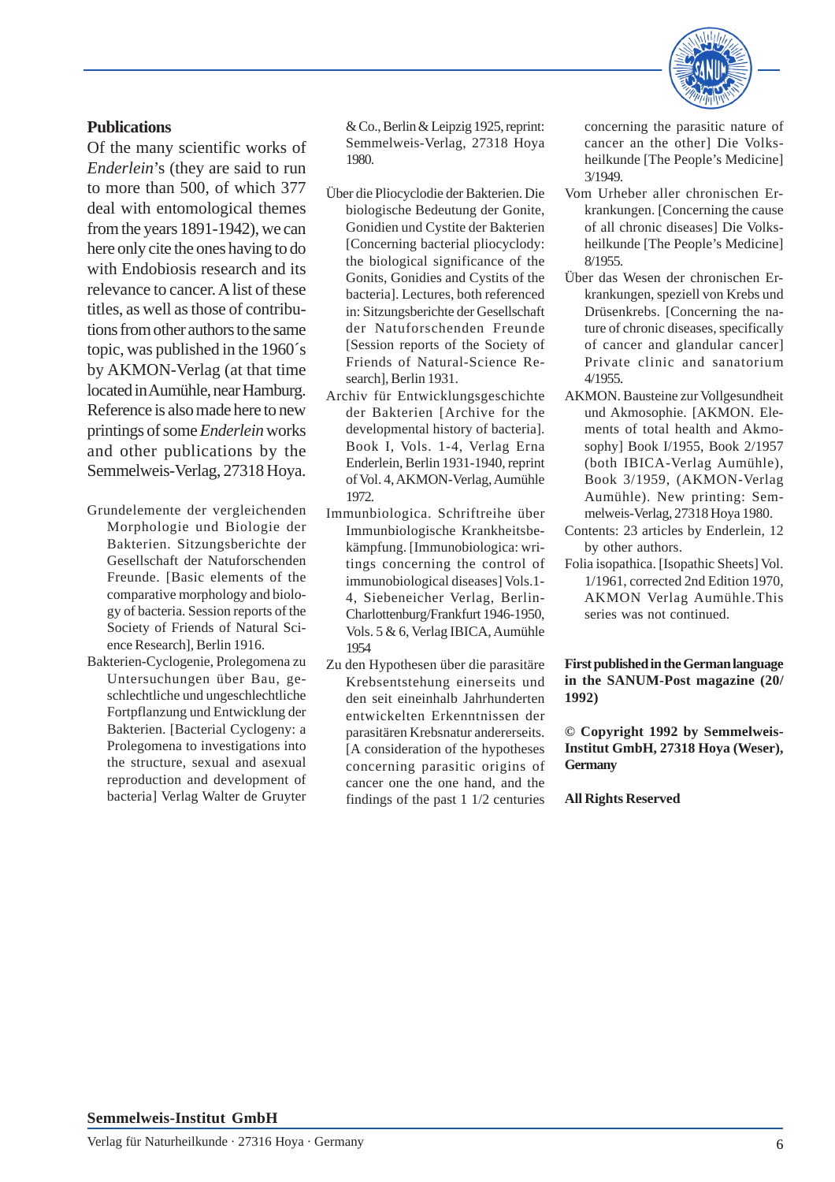## Publications

Of the many scientific works of *Enderlein*'s (they are said to run to more than 500, of which 377 deal with entomological themes from the years 1891-1942), we can here only cite the ones having to do with Endobiosis research and its relevance to cancer. A list of these titles, as well as those of contributions from other authors to the same topic, was published in the 1960´s by AKMON-Verlag (at that time located in Aumühle, near Hamburg. Reference is also made here to new printings of some *Enderlein* works and other publications by the Semmelweis-Verlag, 27318 Hoya.

Grundelemente der vergleichenden Morphologie und Biologie der Bakterien. Sitzungsberichte der Gesellschaft der Natuforschenden Freunde. [Basic elements of the comparative morphology and biology of bacteria. Session reports of the Society of Friends of Natural Science Research], Berlin 1916.

Bakterien-Cyclogenie, Prolegomena zu Untersuchungen über Bau, geschlechtliche und ungeschlechtliche Fortpflanzung und Entwicklung der Bakterien. [Bacterial Cyclogeny: a Prolegomena to investigations into the structure, sexual and asexual reproduction and development of bacteria] Verlag Walter de Gruyter & Co., Berlin & Leipzig 1925, reprint: Semmelweis-Verlag, 27318 Hoya 1980.

Über die Pliocyclodie der Bakterien. Die biologische Bedeutung der Gonite, Gonidien und Cystite der Bakterien [Concerning bacterial pliocyclody: the biological significance of the Gonits, Gonidies and Cystits of the bacteria]. Lectures, both referenced in: Sitzungsberichte der Gesellschaft der Natuforschenden Freunde [Session reports of the Society of Friends of Natural-Science Research], Berlin 1931.

Archiv für Entwicklungsgeschichte der Bakterien [Archive for the developmental history of bacteria]. Book I, Vols. 1-4, Verlag Erna Enderlein, Berlin 1931-1940, reprint of Vol. 4, AKMON-Verlag, Aumühle 1972.

Immunbiologica. Schriftreihe über Immunbiologische Krankheitsbekämpfung. [Immunobiologica: writings concerning the control of immunobiological diseases] Vols.1-4, Siebeneicher Verlag, Berlin-Charlottenburg/Frankfurt 1946-1950, Vols. 5 & 6, Verlag IBICA, Aumühle 1954

Zu den Hypothesen über die parasitäre Krebsentstehung einerseits und den seit eineinhalb Jahrhunderten entwickelten Erkenntnissen der parasitären Krebsnatur andererseits. [A consideration of the hypotheses concerning parasitic origins of cancer one the one hand, and the findings of the past 1 1/2 centuries concerning the parasitic nature of cancer an the other] Die Volksheilkunde [The People's Medicine] 3/1949.

Vom Urheber aller chronischen Erkrankungen. [Concerning the cause of all chronic diseases] Die Volksheilkunde [The People's Medicine] 8/1955.

Über das Wesen der chronischen Erkrankungen, speziell von Krebs und Drüsenkrebs. [Concerning the nature of chronic diseases, specifically of cancer and glandular cancer] Private clinic and sanatorium 4/1955.

AKMON. Bausteine zur Vollgesundheit und Akmosophie. [AKMON. Elements of total health and Akmosophy] Book I/1955, Book 2/1957 (both IBICA-Verlag Aumühle), Book 3/1959, (AKMON-Verlag Aumühle). New printing: Semmelweis-Verlag, 27318 Hoya 1980.

Contents: 23 articles by Enderlein, 12 by other authors.

Folia isopathica. [Isopathic Sheets] Vol. 1/1961, corrected 2nd Edition 1970, AKMON Verlag Aumühle.This series was not continued.

**First published in the German language in the SANUM-Post magazine (20/ 1992)**

**© Copyright 1992 by Semmelweis-Institut GmbH, 27318 Hoya (Weser), Germany**

**All Rights Reserved**